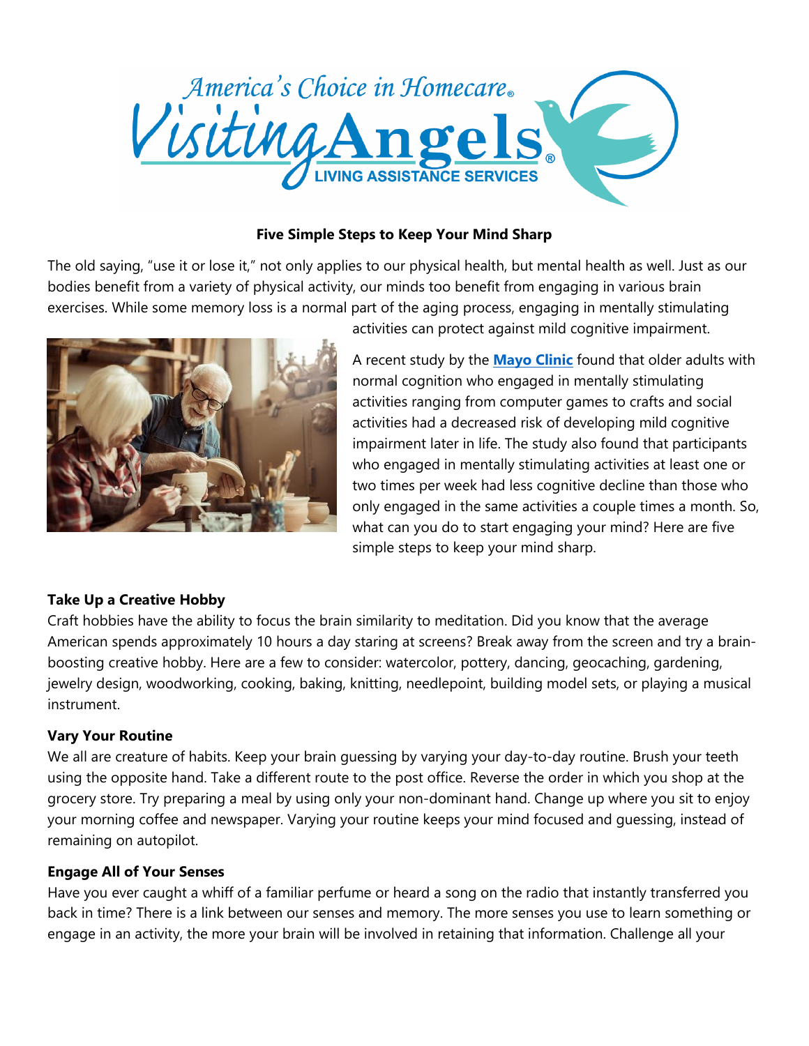# Five Simple Steps to Keep Your Mind Sharp

The old saying, "use it or lose it," not only applies to our physical health, but mental health as well. Just as our bodies benefit from a variety of physical activity, our minds too benefit from engaging in various brain exercises. While some memory loss is a normal part of the aging process, engaging in mentally stimulating activities can protect against mild cognitive impairment.

A recent study by the **Mayo Clinic** found that older adults with normal cognition who engaged in mentally stimulating activities ranging from computer games to crafts and social activities had a decreased risk of developing mild cognitive impairment later in life. The study also found that participants who engaged in mentally stimulating activities at least one or two times per week had less cognitive decline than those who only engaged in the same activities a couple times a month. So, what can you do to start engaging your mind? Here are five simple steps to keep your mind sharp.

### Take Up a Creative Hobby

Craft hobbies have the ability to focus the brain similarity to meditation. Did you know that the average American spends approximately 10 hours a day staring at screens? Break away from the screen and try a brain-boosting creative hobby. Here are a few to consider: watercolor, pottery, dancing, geocaching, gardening, jewelry design, woodworking, cooking, baking, knitting, needlepoint, building model sets, or playing a musical instrument.

### Vary Your Routine

We all are creature of habits. Keep your brain guessing by varying your day-to-day routine. Brush your teeth using the opposite hand. Take a different route to the post office. Reverse the order in which you shop at the grocery store. Try preparing a meal by using only your non-dominant hand. Change up where you sit to enjoy your morning coffee and newspaper. Varying your routine keeps your mind focused and guessing, instead of remaining on autopilot.

### Engage All of Your Senses

Have you ever caught a whiff of a familiar perfume or heard a song on the radio that instantly transferred you back in time? There is a link between our senses and memory. The more senses you use to learn something or engage in an activity, the more your brain will be involved in retaining that information. Challenge all your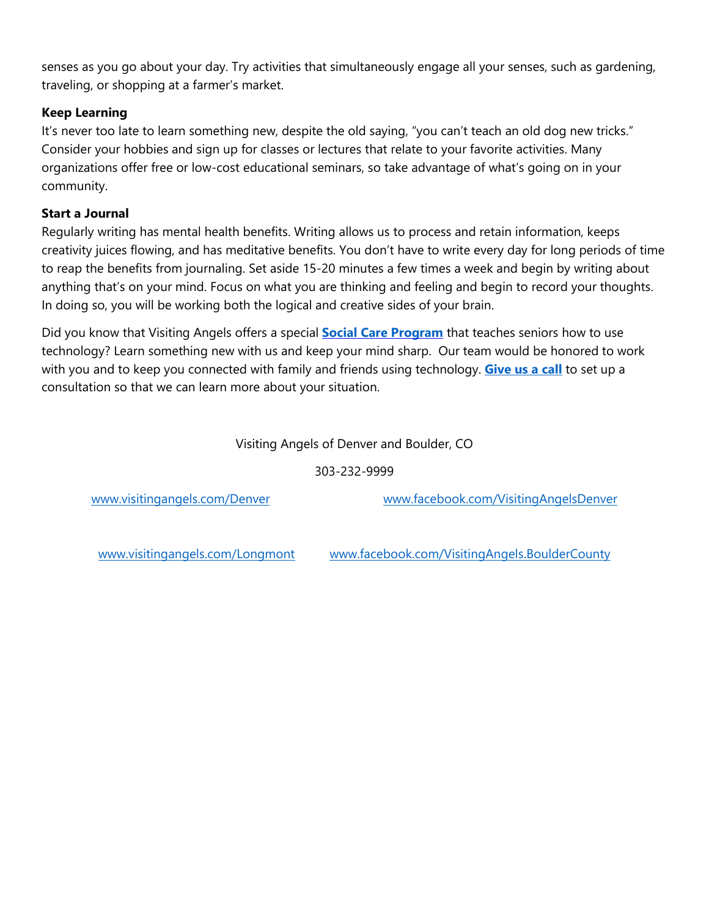senses as you go about your day. Try activities that simultaneously engage all your senses, such as gardening, traveling, or shopping at a farmer's market.

**Keep Learning**

It's never too late to learn something new, despite the old saying, "you can't teach an old dog new tricks." Consider your hobbies and sign up for classes or lectures that relate to your favorite activities. Many organizations offer free or low-cost educational seminars, so take advantage of what's going on in your community.

**Start a Journal**

Regularly writing has mental health benefits. Writing allows us to process and retain information, keeps creativity juices flowing, and has meditative benefits. You don't have to write every day for long periods of time to reap the benefits from journaling. Set aside 15-20 minutes a few times a week and begin by writing about anything that's on your mind. Focus on what you are thinking and feeling and begin to record your thoughts. In doing so, you will be working both the logical and creative sides of your brain.

Did you know that Visiting Angels offers a special **Social Care Program** that teaches seniors how to use technology? Learn something new with us and keep your mind sharp. Our team would be honored to work with you and to keep you connected with family and friends using technology. **Give us a call** to set up a consultation so that we can learn more about your situation.

Visiting Angels of Denver and Boulder, CO

303-232-9999

www.visitingangels.com/Denver www.facebook.com/VisitingAngelsDenver

www.visitingangels.com/Longmont www.facebook.com/VisitingAngels.BoulderCounty